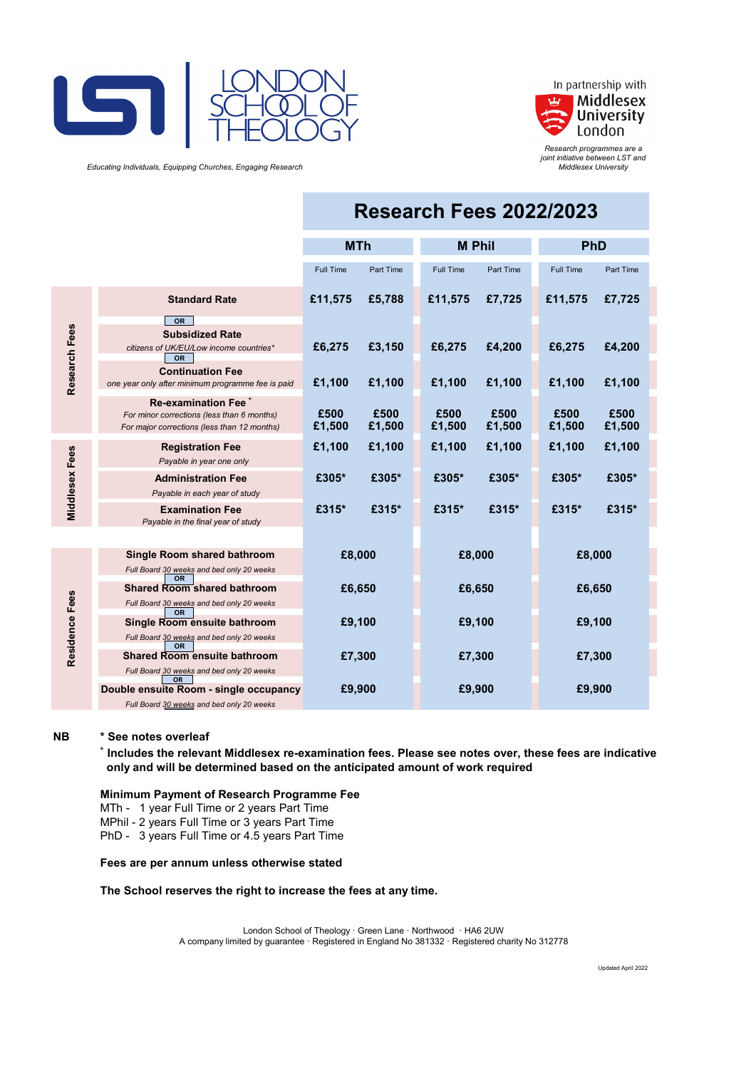# LONDON SCHOOL OF THEOLOGY

*Educating Individuals, Equipping Churches, Engaging Research*

In partnership with Middlesex University London

*Research programmes are a joint initiative between LST and Middlesex University*

## Research Fees 2022/2023

| | | MTh | | M Phil | | PhD | |
|---|---|---|---|---|---|---|---|
| | | Full Time | Part Time | Full Time | Part Time | Full Time | Part Time |
| Research Fees | **Standard Rate** | £11,575 | £5,788 | £11,575 | £7,725 | £11,575 | £7,725 |
| | OR | | | | | | |
| | **Subsidized Rate** *citizens of UK/EU/Low income countries** | £6,275 | £3,150 | £6,275 | £4,200 | £6,275 | £4,200 |
| | OR | | | | | | |
| | **Continuation Fee** *one year only after minimum programme fee is paid* | £1,100 | £1,100 | £1,100 | £1,100 | £1,100 | £1,100 |
| | **Re-examination Fee** [+] *For minor corrections (less than 6 months)* | £500 | £500 | £500 | £500 | £500 | £500 |
| | *For major corrections (less than 12 months)* | £1,500 | £1,500 | £1,500 | £1,500 | £1,500 | £1,500 |
| Middlesex Fees | **Registration Fee** *Payable in year one only* | £1,100 | £1,100 | £1,100 | £1,100 | £1,100 | £1,100 |
| | **Administration Fee** *Payable in each year of study* | £305* | £305* | £305* | £305* | £305* | £305* |
| | **Examination Fee** *Payable in the final year of study* | £315* | £315* | £315* | £315* | £315* | £315* |
| Residence Fees | **Single Room shared bathroom** *Full Board 30 weeks and bed only 20 weeks* | £8,000 | | £8,000 | | £8,000 | |
| | OR | | | | | | |
| | **Shared Room shared bathroom** *Full Board 30 weeks and bed only 20 weeks* | £6,650 | | £6,650 | | £6,650 | |
| | OR | | | | | | |
| | **Single Room ensuite bathroom** *Full Board 30 weeks and bed only 20 weeks* | £9,100 | | £9,100 | | £9,100 | |
| | OR | | | | | | |
| | **Shared Room ensuite bathroom** *Full Board 30 weeks and bed only 20 weeks* | £7,300 | | £7,300 | | £7,300 | |
| | OR | | | | | | |
| | **Double ensuite Room - single occupancy** *Full Board 30 weeks and bed only 20 weeks* | £9,900 | | £9,900 | | £9,900 | |

**NB** **\* See notes overleaf**

[+] **Includes the relevant Middlesex re-examination fees. Please see notes over, these fees are indicative only and will be determined based on the anticipated amount of work required**

**Minimum Payment of Research Programme Fee**

MTh - 1 year Full Time or 2 years Part Time
MPhil - 2 years Full Time or 3 years Part Time
PhD - 3 years Full Time or 4.5 years Part Time

**Fees are per annum unless otherwise stated**

**The School reserves the right to increase the fees at any time.**

London School of Theology · Green Lane · Northwood · HA6 2UW
A company limited by guarantee · Registered in England No 381332 · Registered charity No 312778

Updated April 2022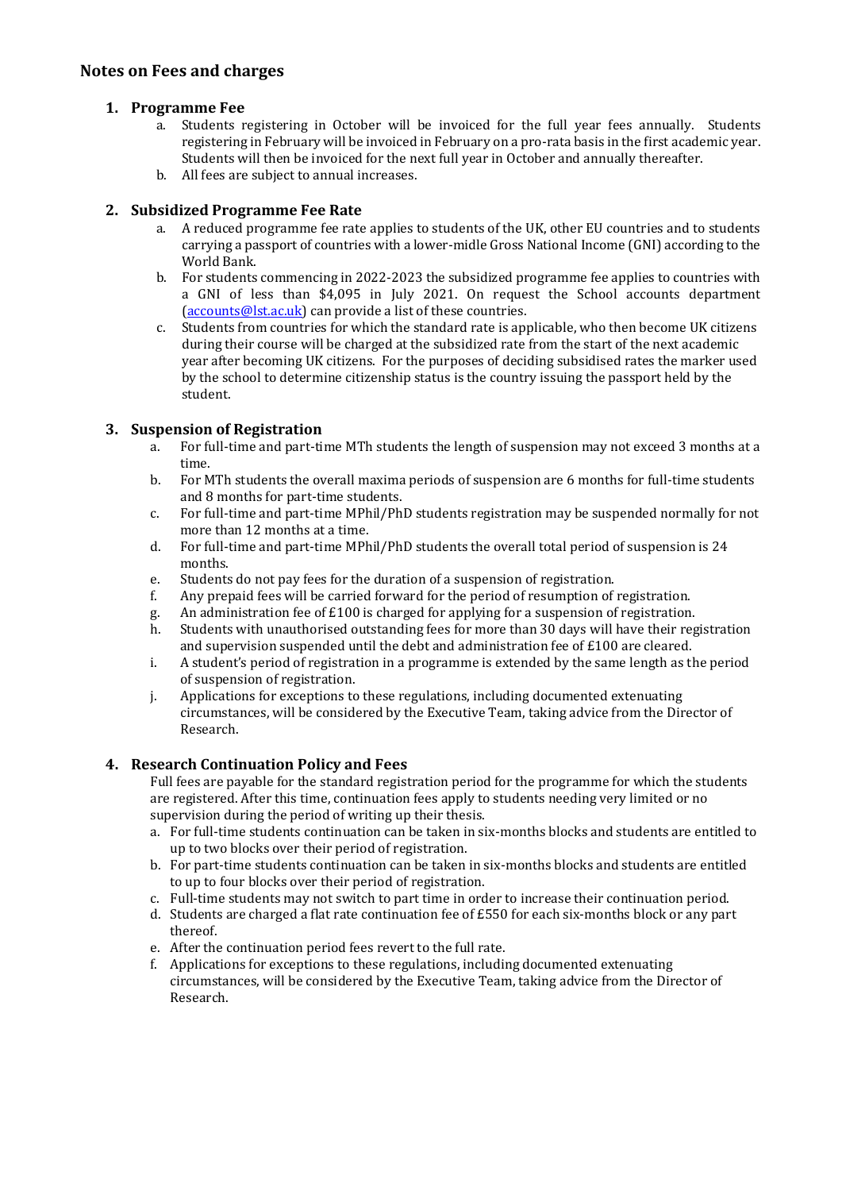## Notes on Fees and charges

### 1. Programme Fee

a. Students registering in October will be invoiced for the full year fees annually. Students registering in February will be invoiced in February on a pro-rata basis in the first academic year. Students will then be invoiced for the next full year in October and annually thereafter.
b. All fees are subject to annual increases.

### 2. Subsidized Programme Fee Rate

a. A reduced programme fee rate applies to students of the UK, other EU countries and to students carrying a passport of countries with a lower-midle Gross National Income (GNI) according to the World Bank.
b. For students commencing in 2022-2023 the subsidized programme fee applies to countries with a GNI of less than $4,095 in July 2021. On request the School accounts department (accounts@lst.ac.uk) can provide a list of these countries.
c. Students from countries for which the standard rate is applicable, who then become UK citizens during their course will be charged at the subsidized rate from the start of the next academic year after becoming UK citizens. For the purposes of deciding subsidised rates the marker used by the school to determine citizenship status is the country issuing the passport held by the student.

### 3. Suspension of Registration

a. For full-time and part-time MTh students the length of suspension may not exceed 3 months at a time.
b. For MTh students the overall maxima periods of suspension are 6 months for full-time students and 8 months for part-time students.
c. For full-time and part-time MPhil/PhD students registration may be suspended normally for not more than 12 months at a time.
d. For full-time and part-time MPhil/PhD students the overall total period of suspension is 24 months.
e. Students do not pay fees for the duration of a suspension of registration.
f. Any prepaid fees will be carried forward for the period of resumption of registration.
g. An administration fee of £100 is charged for applying for a suspension of registration.
h. Students with unauthorised outstanding fees for more than 30 days will have their registration and supervision suspended until the debt and administration fee of £100 are cleared.
i. A student's period of registration in a programme is extended by the same length as the period of suspension of registration.
j. Applications for exceptions to these regulations, including documented extenuating circumstances, will be considered by the Executive Team, taking advice from the Director of Research.

### 4. Research Continuation Policy and Fees

Full fees are payable for the standard registration period for the programme for which the students are registered. After this time, continuation fees apply to students needing very limited or no supervision during the period of writing up their thesis.

a. For full-time students continuation can be taken in six-months blocks and students are entitled to up to two blocks over their period of registration.
b. For part-time students continuation can be taken in six-months blocks and students are entitled to up to four blocks over their period of registration.
c. Full-time students may not switch to part time in order to increase their continuation period.
d. Students are charged a flat rate continuation fee of £550 for each six-months block or any part thereof.
e. After the continuation period fees revert to the full rate.
f. Applications for exceptions to these regulations, including documented extenuating circumstances, will be considered by the Executive Team, taking advice from the Director of Research.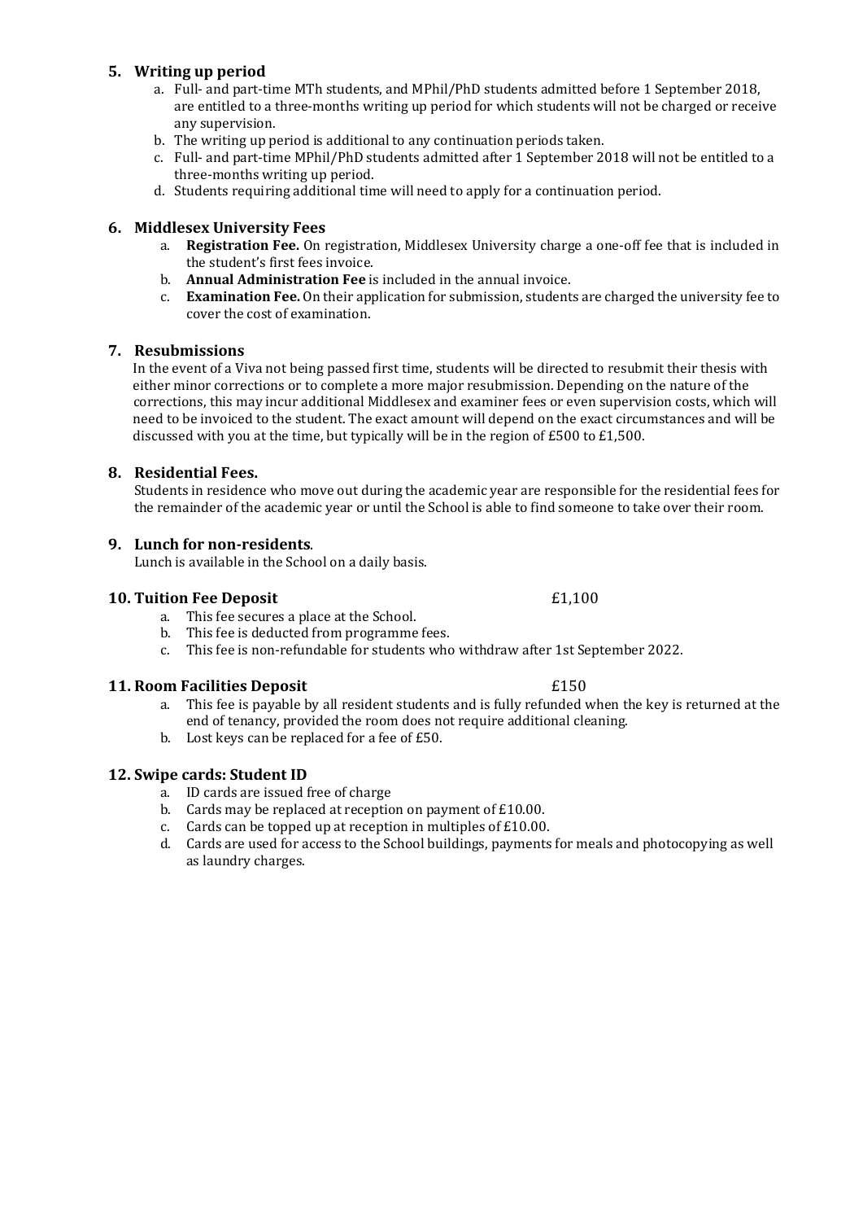## 5. Writing up period

a. Full- and part-time MTh students, and MPhil/PhD students admitted before 1 September 2018, are entitled to a three-months writing up period for which students will not be charged or receive any supervision.
b. The writing up period is additional to any continuation periods taken.
c. Full- and part-time MPhil/PhD students admitted after 1 September 2018 will not be entitled to a three-months writing up period.
d. Students requiring additional time will need to apply for a continuation period.

## 6. Middlesex University Fees

a. **Registration Fee.** On registration, Middlesex University charge a one-off fee that is included in the student's first fees invoice.
b. **Annual Administration Fee** is included in the annual invoice.
c. **Examination Fee.** On their application for submission, students are charged the university fee to cover the cost of examination.

## 7. Resubmissions

In the event of a Viva not being passed first time, students will be directed to resubmit their thesis with either minor corrections or to complete a more major resubmission. Depending on the nature of the corrections, this may incur additional Middlesex and examiner fees or even supervision costs, which will need to be invoiced to the student. The exact amount will depend on the exact circumstances and will be discussed with you at the time, but typically will be in the region of £500 to £1,500.

## 8. Residential Fees.

Students in residence who move out during the academic year are responsible for the residential fees for the remainder of the academic year or until the School is able to find someone to take over their room.

## 9. Lunch for non-residents.

Lunch is available in the School on a daily basis.

## 10. Tuition Fee Deposit — £1,100

a. This fee secures a place at the School.
b. This fee is deducted from programme fees.
c. This fee is non-refundable for students who withdraw after 1st September 2022.

## 11. Room Facilities Deposit — £150

a. This fee is payable by all resident students and is fully refunded when the key is returned at the end of tenancy, provided the room does not require additional cleaning.
b. Lost keys can be replaced for a fee of £50.

## 12. Swipe cards: Student ID

a. ID cards are issued free of charge
b. Cards may be replaced at reception on payment of £10.00.
c. Cards can be topped up at reception in multiples of £10.00.
d. Cards are used for access to the School buildings, payments for meals and photocopying as well as laundry charges.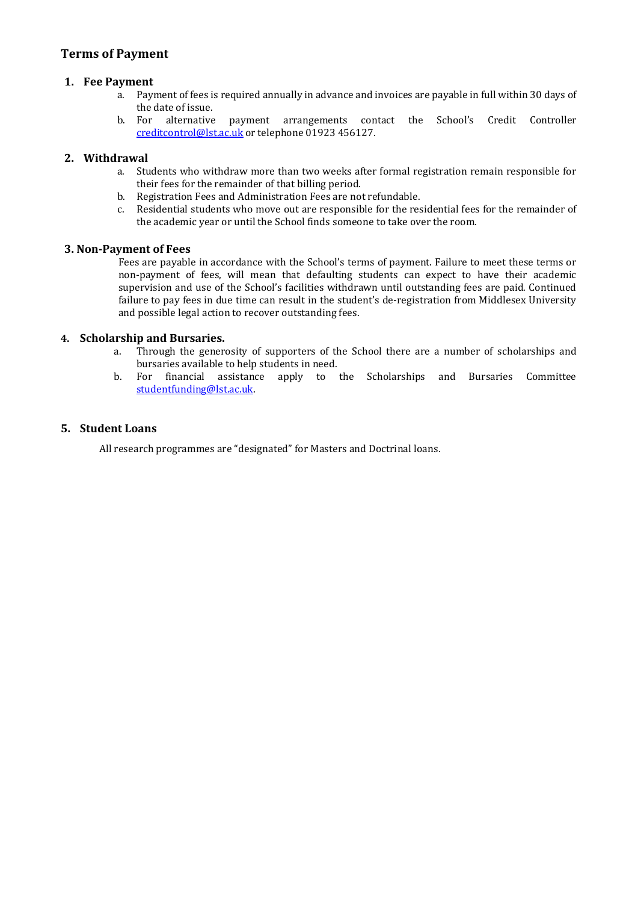## Terms of Payment

### 1. Fee Payment

a. Payment of fees is required annually in advance and invoices are payable in full within 30 days of the date of issue.

b. For alternative payment arrangements contact the School's Credit Controller creditcontrol@lst.ac.uk or telephone 01923 456127.

### 2. Withdrawal

a. Students who withdraw more than two weeks after formal registration remain responsible for their fees for the remainder of that billing period.

b. Registration Fees and Administration Fees are not refundable.

c. Residential students who move out are responsible for the residential fees for the remainder of the academic year or until the School finds someone to take over the room.

### 3. Non-Payment of Fees

Fees are payable in accordance with the School's terms of payment. Failure to meet these terms or non-payment of fees, will mean that defaulting students can expect to have their academic supervision and use of the School's facilities withdrawn until outstanding fees are paid. Continued failure to pay fees in due time can result in the student's de-registration from Middlesex University and possible legal action to recover outstanding fees.

### 4. Scholarship and Bursaries.

a. Through the generosity of supporters of the School there are a number of scholarships and bursaries available to help students in need.

b. For financial assistance apply to the Scholarships and Bursaries Committee studentfunding@lst.ac.uk.

### 5. Student Loans

All research programmes are "designated" for Masters and Doctrinal loans.